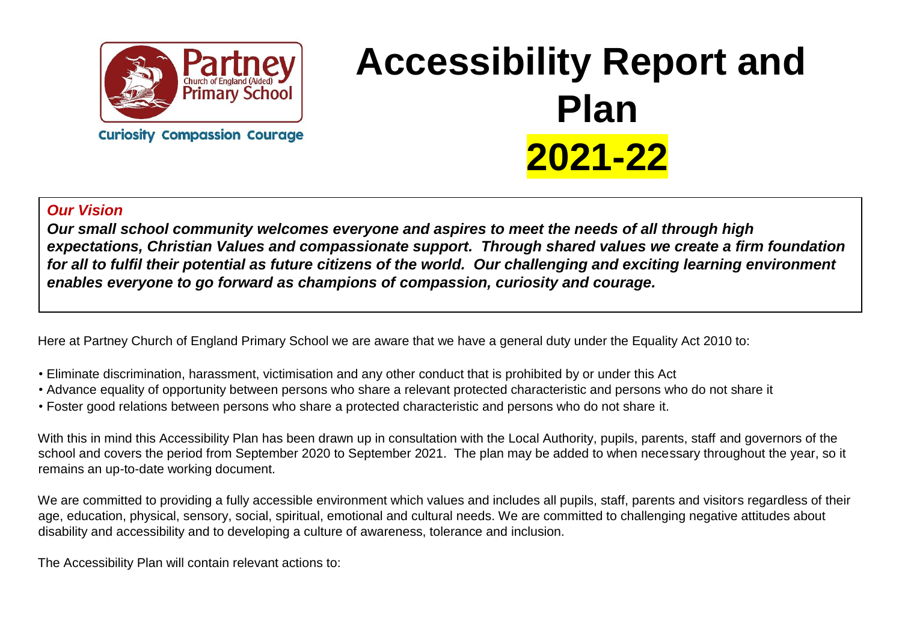Partney Church of England (Aided) Primary School

Curiosity Compassion Courage

# Accessibility Report and Plan 2021-22

***Our Vision***

***Our small school community welcomes everyone and aspires to meet the needs of all through high expectations, Christian Values and compassionate support. Through shared values we create a firm foundation for all to fulfil their potential as future citizens of the world. Our challenging and exciting learning environment enables everyone to go forward as champions of compassion, curiosity and courage.***

Here at Partney Church of England Primary School we are aware that we have a general duty under the Equality Act 2010 to:

- Eliminate discrimination, harassment, victimisation and any other conduct that is prohibited by or under this Act
- Advance equality of opportunity between persons who share a relevant protected characteristic and persons who do not share it
- Foster good relations between persons who share a protected characteristic and persons who do not share it.

With this in mind this Accessibility Plan has been drawn up in consultation with the Local Authority, pupils, parents, staff and governors of the school and covers the period from September 2020 to September 2021. The plan may be added to when necessary throughout the year, so it remains an up-to-date working document.

We are committed to providing a fully accessible environment which values and includes all pupils, staff, parents and visitors regardless of their age, education, physical, sensory, social, spiritual, emotional and cultural needs. We are committed to challenging negative attitudes about disability and accessibility and to developing a culture of awareness, tolerance and inclusion.

The Accessibility Plan will contain relevant actions to: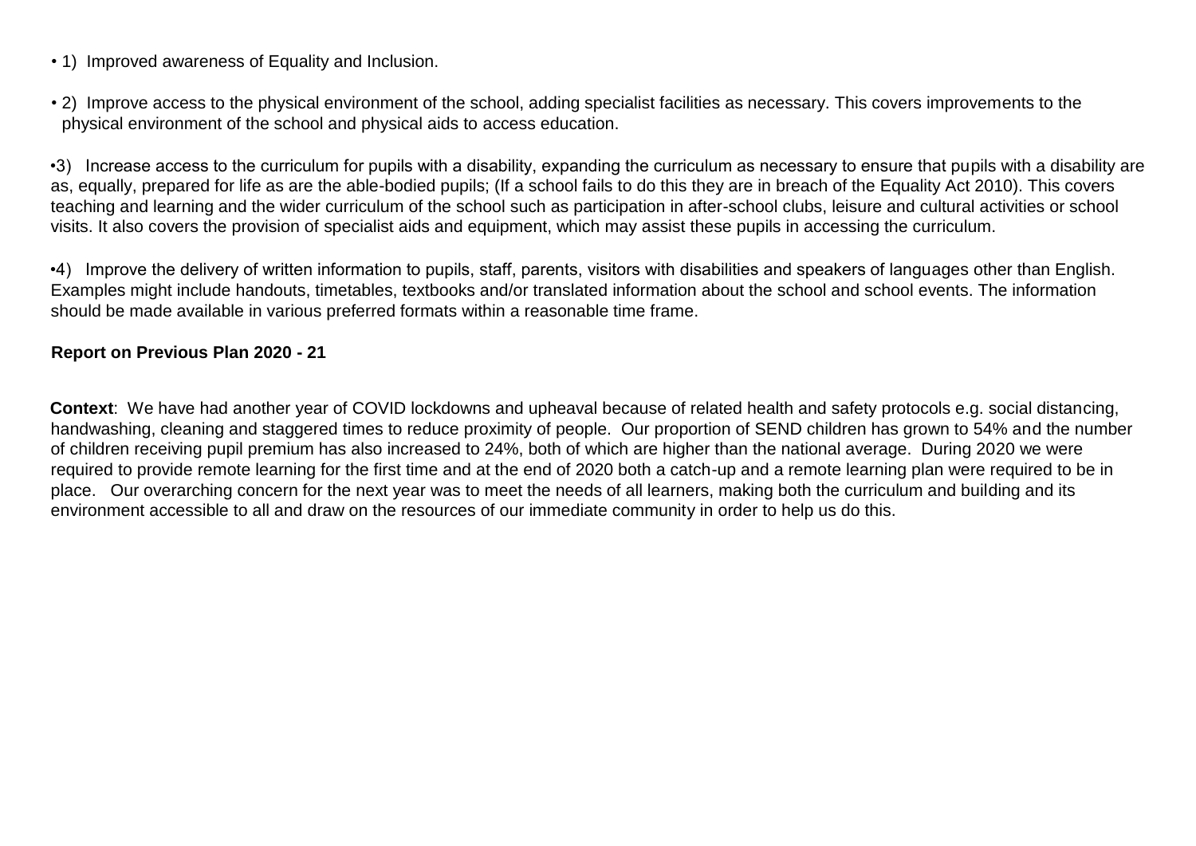- 1) Improved awareness of Equality and Inclusion.

- 2) Improve access to the physical environment of the school, adding specialist facilities as necessary. This covers improvements to the physical environment of the school and physical aids to access education.

- 3) Increase access to the curriculum for pupils with a disability, expanding the curriculum as necessary to ensure that pupils with a disability are as, equally, prepared for life as are the able-bodied pupils; (If a school fails to do this they are in breach of the Equality Act 2010). This covers teaching and learning and the wider curriculum of the school such as participation in after-school clubs, leisure and cultural activities or school visits. It also covers the provision of specialist aids and equipment, which may assist these pupils in accessing the curriculum.

- 4) Improve the delivery of written information to pupils, staff, parents, visitors with disabilities and speakers of languages other than English. Examples might include handouts, timetables, textbooks and/or translated information about the school and school events. The information should be made available in various preferred formats within a reasonable time frame.

**Report on Previous Plan 2020 - 21**

**Context**: We have had another year of COVID lockdowns and upheaval because of related health and safety protocols e.g. social distancing, handwashing, cleaning and staggered times to reduce proximity of people. Our proportion of SEND children has grown to 54% and the number of children receiving pupil premium has also increased to 24%, both of which are higher than the national average. During 2020 we were required to provide remote learning for the first time and at the end of 2020 both a catch-up and a remote learning plan were required to be in place. Our overarching concern for the next year was to meet the needs of all learners, making both the curriculum and building and its environment accessible to all and draw on the resources of our immediate community in order to help us do this.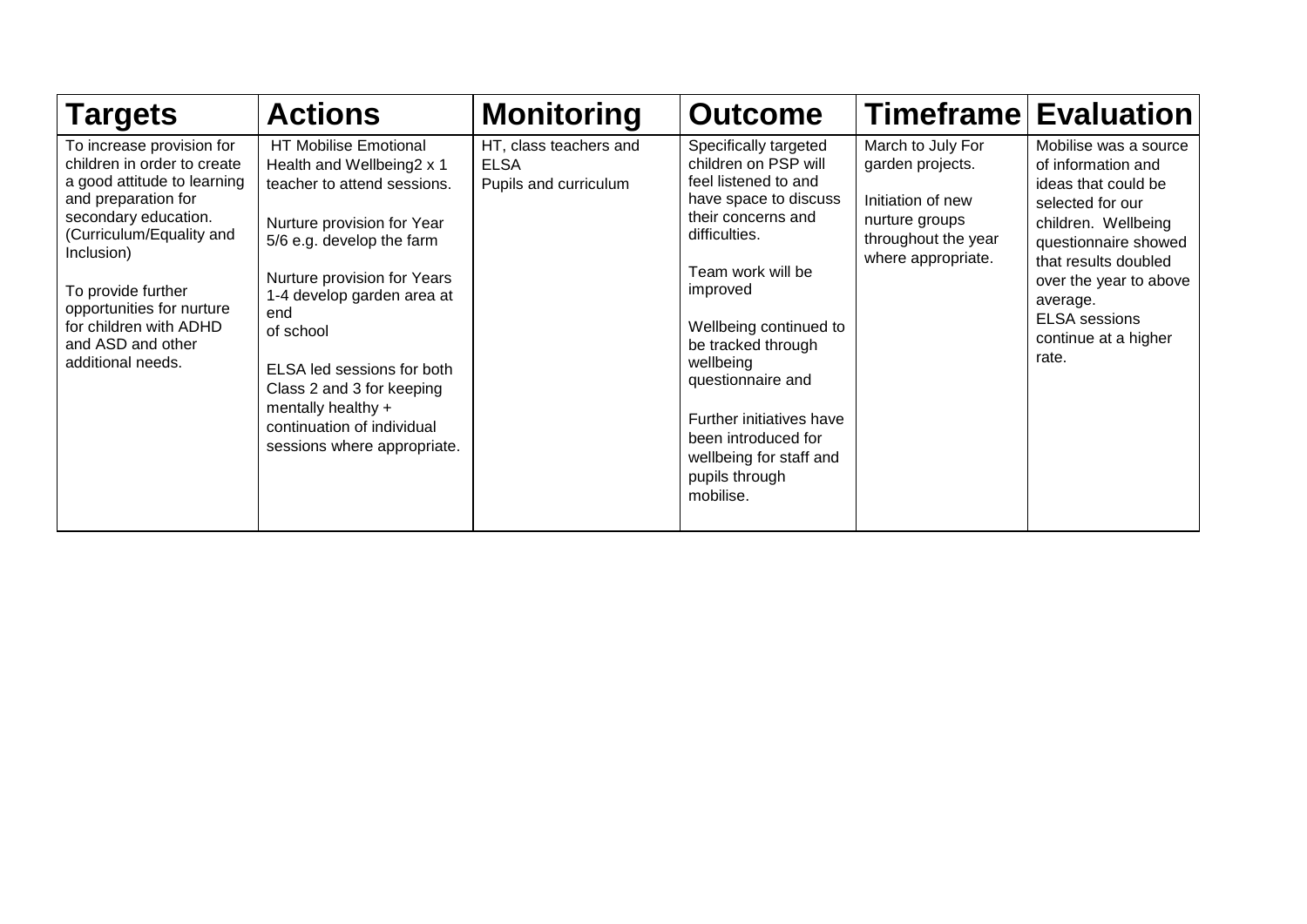| Targets | Actions | Monitoring | Outcome | Timeframe | Evaluation |
|---|---|---|---|---|---|
| To increase provision for children in order to create a good attitude to learning and preparation for secondary education. (Curriculum/Equality and Inclusion)<br><br>To provide further opportunities for nurture for children with ADHD and ASD and other additional needs. | HT Mobilise Emotional Health and Wellbeing2 x 1 teacher to attend sessions.<br><br>Nurture provision for Year 5/6 e.g. develop the farm<br><br>Nurture provision for Years 1-4 develop garden area at end of school<br><br>ELSA led sessions for both Class 2 and 3 for keeping mentally healthy + continuation of individual sessions where appropriate. | HT, class teachers and ELSA<br>Pupils and curriculum | Specifically targeted children on PSP will feel listened to and have space to discuss their concerns and difficulties.<br><br>Team work will be improved<br><br>Wellbeing continued to be tracked through wellbeing questionnaire and<br><br>Further initiatives have been introduced for wellbeing for staff and pupils through mobilise. | March to July For garden projects.<br><br>Initiation of new nurture groups throughout the year where appropriate. | Mobilise was a source of information and ideas that could be selected for our children. Wellbeing questionnaire showed that results doubled over the year to above average.<br>ELSA sessions continue at a higher rate. |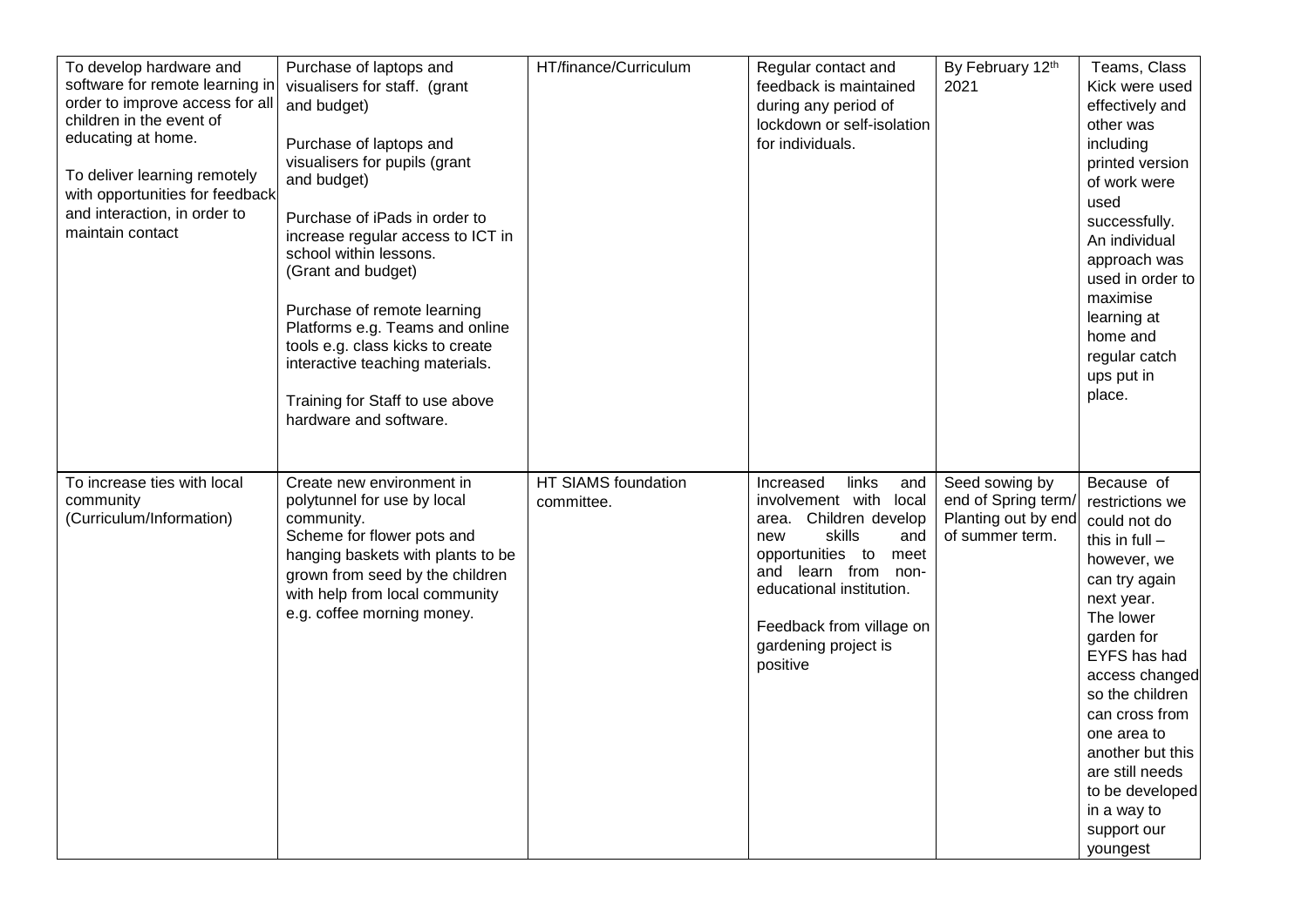| | | | | | |
|---|---|---|---|---|---|
| To develop hardware and software for remote learning in order to improve access for all children in the event of educating at home.<br><br>To deliver learning remotely with opportunities for feedback and interaction, in order to maintain contact | Purchase of laptops and visualisers for staff. (grant and budget)<br><br>Purchase of laptops and visualisers for pupils (grant and budget)<br><br>Purchase of iPads in order to increase regular access to ICT in school within lessons. (Grant and budget)<br><br>Purchase of remote learning Platforms e.g. Teams and online tools e.g. class kicks to create interactive teaching materials.<br><br>Training for Staff to use above hardware and software. | HT/finance/Curriculum | Regular contact and feedback is maintained during any period of lockdown or self-isolation for individuals. | By February 12th 2021 | Teams, Class Kick were used effectively and other was including printed version of work were used successfully. An individual approach was used in order to maximise learning at home and regular catch ups put in place. |
| To increase ties with local community (Curriculum/Information) | Create new environment in polytunnel for use by local community.<br>Scheme for flower pots and hanging baskets with plants to be grown from seed by the children with help from local community e.g. coffee morning money. | HT SIAMS foundation committee. | Increased links and involvement with local area. Children develop new skills and opportunities to meet and learn from non-educational institution.<br><br>Feedback from village on gardening project is positive | Seed sowing by end of Spring term/ Planting out by end of summer term. | Because of restrictions we could not do this in full – however, we can try again next year.<br>The lower garden for EYFS has had access changed so the children can cross from one area to another but this are still needs to be developed in a way to support our youngest |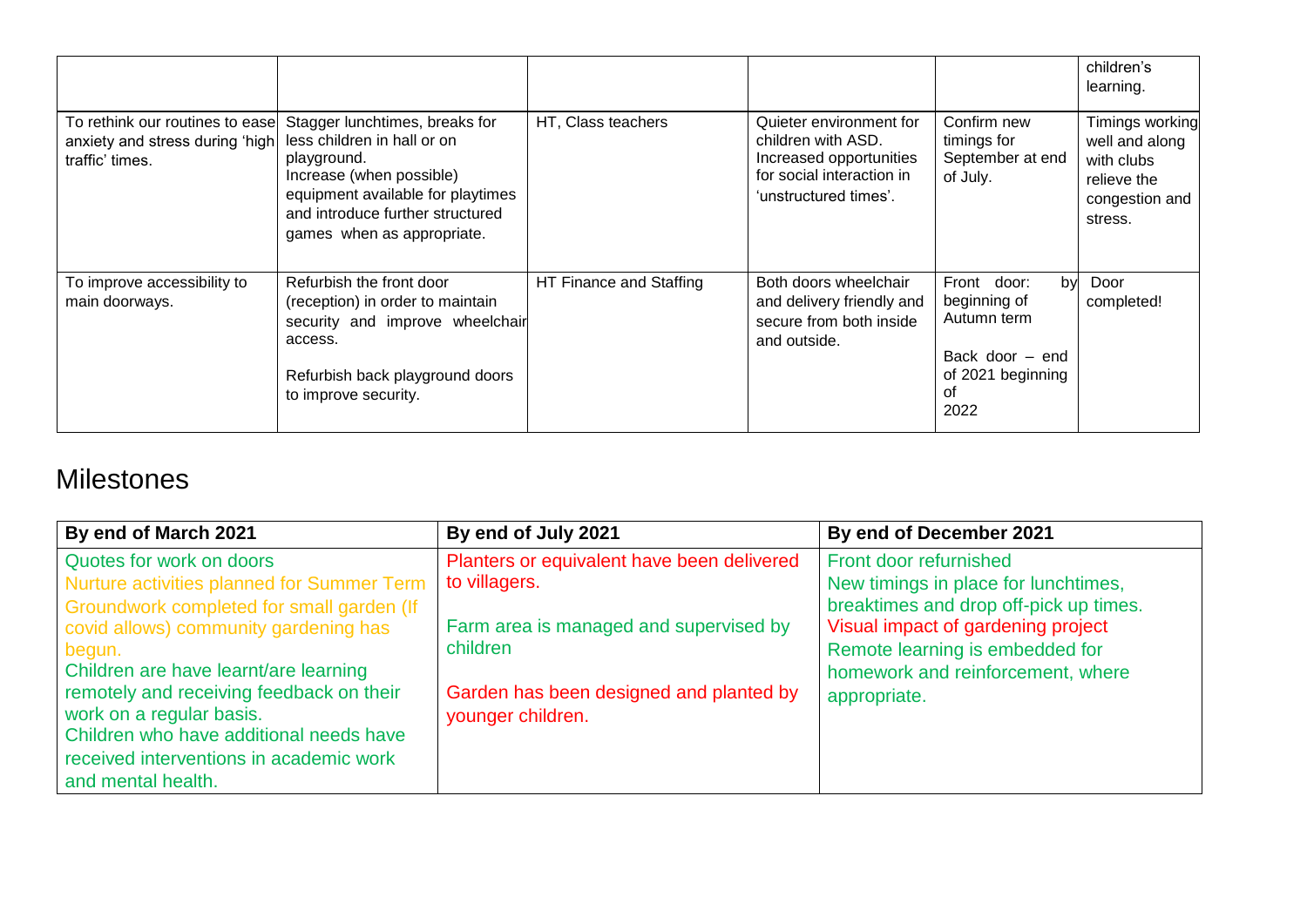| | | | | | |
|---|---|---|---|---|---|
| | | | | | children's learning. |
| To rethink our routines to ease anxiety and stress during 'high traffic' times. | Stagger lunchtimes, breaks for less children in hall or on playground. Increase (when possible) equipment available for playtimes and introduce further structured games when as appropriate. | HT, Class teachers | Quieter environment for children with ASD. Increased opportunities for social interaction in 'unstructured times'. | Confirm new timings for September at end of July. | Timings working well and along with clubs relieve the congestion and stress. |
| To improve accessibility to main doorways. | Refurbish the front door (reception) in order to maintain security and improve wheelchair access.<br><br>Refurbish back playground doors to improve security. | HT Finance and Staffing | Both doors wheelchair and delivery friendly and secure from both inside and outside. | Front door: by beginning of Autumn term<br><br>Back door – end of 2021 beginning of 2022 | Door completed! |

## Milestones

| By end of March 2021 | By end of July 2021 | By end of December 2021 |
|---|---|---|
| Quotes for work on doors<br>Nurture activities planned for Summer Term<br>Groundwork completed for small garden (If covid allows) community gardening has begun.<br>Children are have learnt/are learning remotely and receiving feedback on their work on a regular basis.<br>Children who have additional needs have received interventions in academic work and mental health. | Planters or equivalent have been delivered to villagers.<br><br>Farm area is managed and supervised by children<br><br>Garden has been designed and planted by younger children. | Front door refurnished<br>New timings in place for lunchtimes, breaktimes and drop off-pick up times.<br>Visual impact of gardening project<br>Remote learning is embedded for homework and reinforcement, where appropriate. |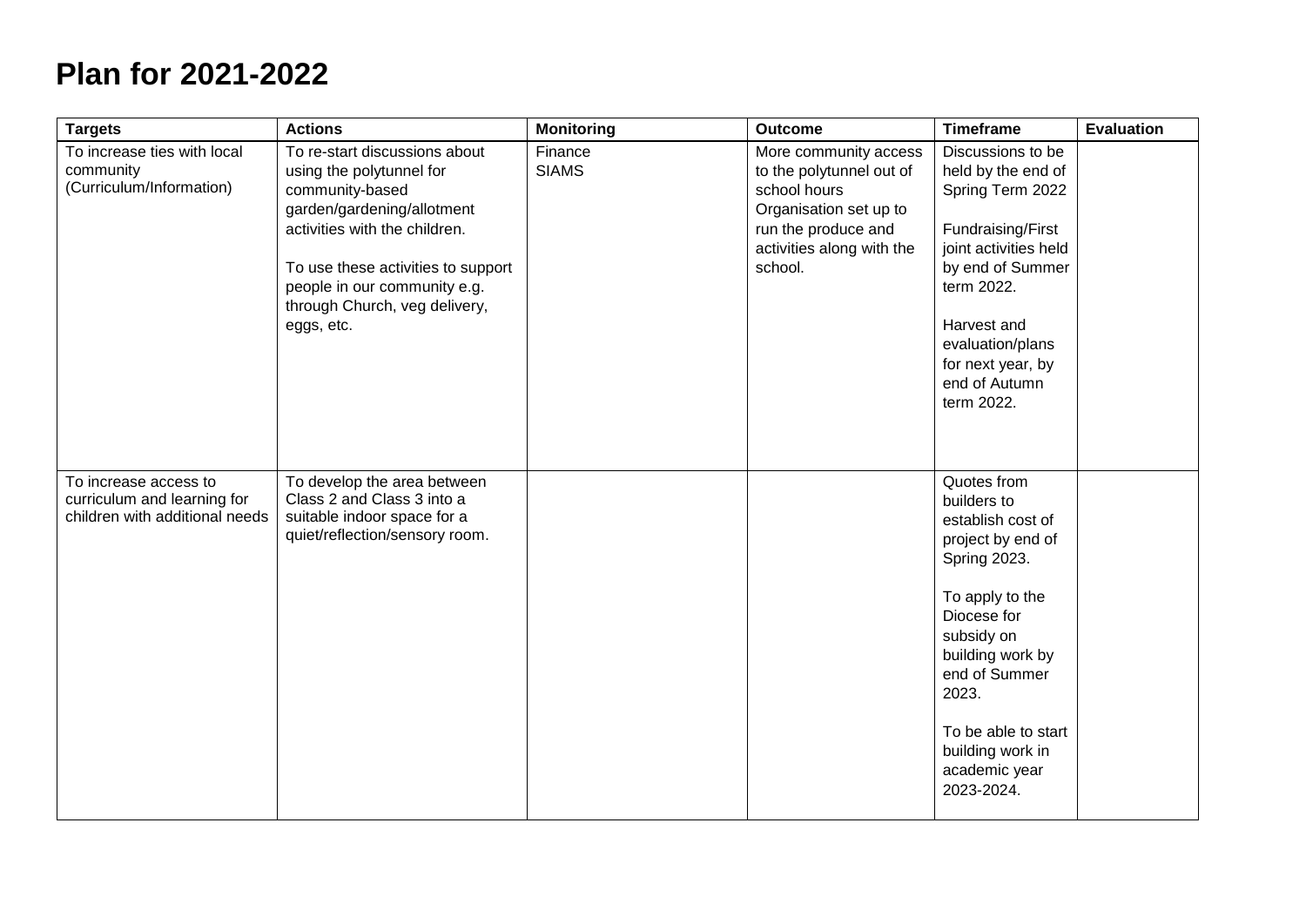# Plan for 2021-2022

| Targets | Actions | Monitoring | Outcome | Timeframe | Evaluation |
|---|---|---|---|---|---|
| To increase ties with local community (Curriculum/Information) | To re-start discussions about using the polytunnel for community-based garden/gardening/allotment activities with the children.<br><br>To use these activities to support people in our community e.g. through Church, veg delivery, eggs, etc. | Finance<br>SIAMS | More community access to the polytunnel out of school hours<br>Organisation set up to run the produce and activities along with the school. | Discussions to be held by the end of Spring Term 2022<br><br>Fundraising/First joint activities held by end of Summer term 2022.<br><br>Harvest and evaluation/plans for next year, by end of Autumn term 2022. | |
| To increase access to curriculum and learning for children with additional needs | To develop the area between Class 2 and Class 3 into a suitable indoor space for a quiet/reflection/sensory room. | | | Quotes from builders to establish cost of project by end of Spring 2023.<br><br>To apply to the Diocese for subsidy on building work by end of Summer 2023.<br><br>To be able to start building work in academic year 2023-2024. | |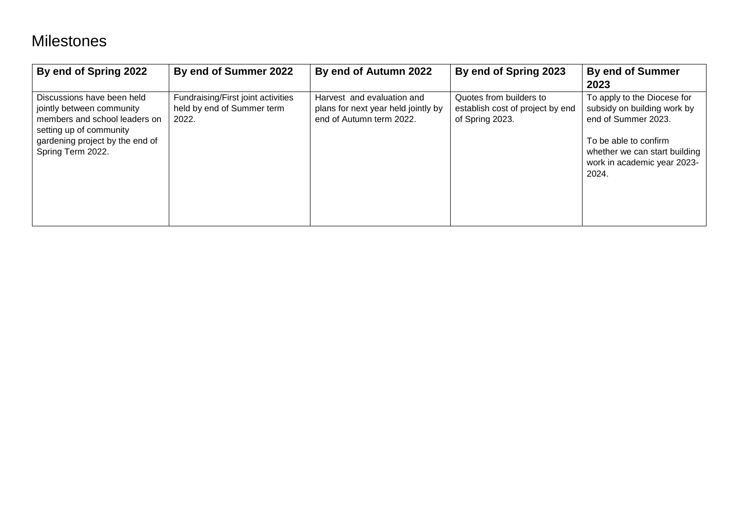# Milestones

| By end of Spring 2022 | By end of Summer 2022 | By end of Autumn 2022 | By end of Spring 2023 | By end of Summer 2023 |
|---|---|---|---|---|
| Discussions have been held jointly between community members and school leaders on setting up of community gardening project by the end of Spring Term 2022. | Fundraising/First joint activities held by end of Summer term 2022. | Harvest and evaluation and plans for next year held jointly by end of Autumn term 2022. | Quotes from builders to establish cost of project by end of Spring 2023. | To apply to the Diocese for subsidy on building work by end of Summer 2023.<br><br>To be able to confirm whether we can start building work in academic year 2023-2024. |